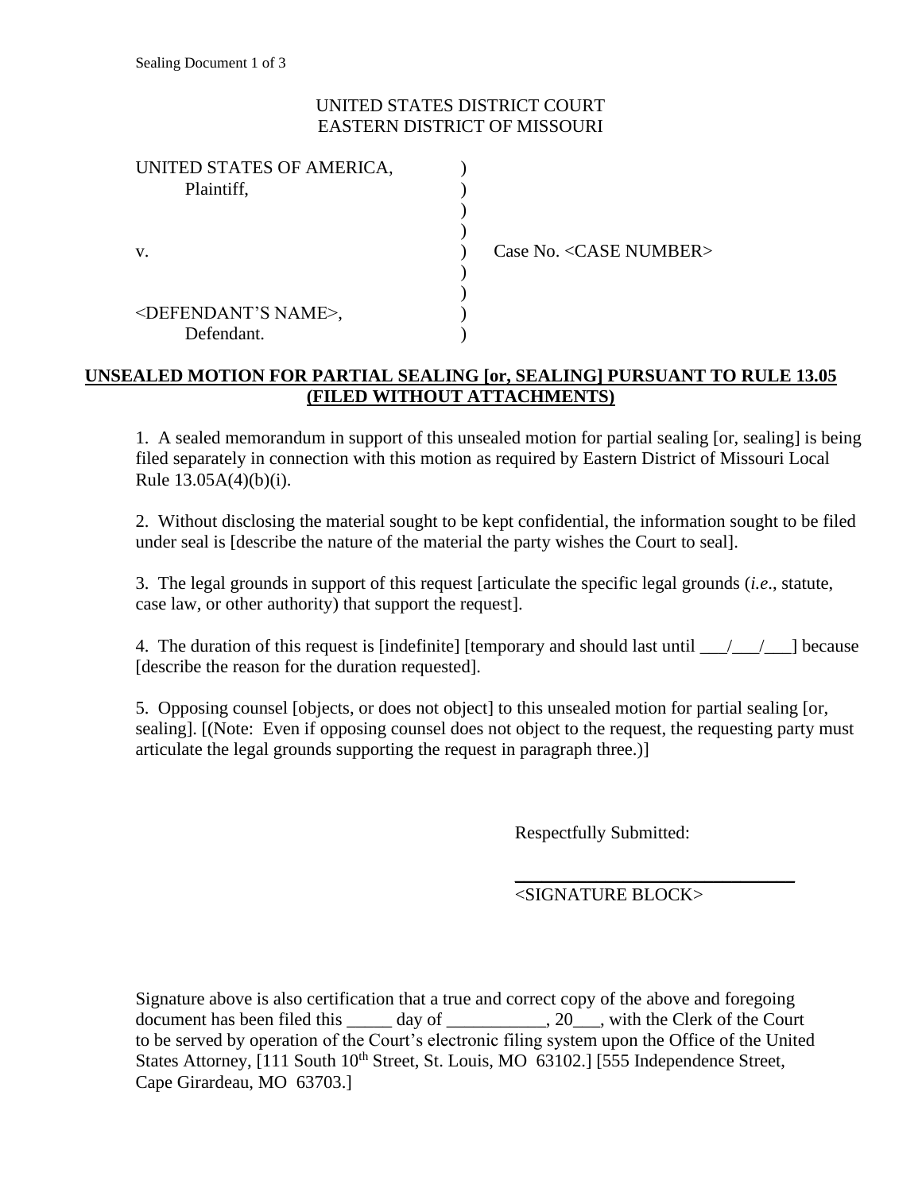Sealing Document 1 of 3

UNITED STATES DISTRICT COURT
EASTERN DISTRICT OF MISSOURI

| | | |
|---|---|---|
| UNITED STATES OF AMERICA,<br>Plaintiff, | ) | |
| v. | ) | Case No. <CASE NUMBER> |
| <DEFENDANT'S NAME>,<br>Defendant. | ) | |

**UNSEALED MOTION FOR PARTIAL SEALING [or, SEALING] PURSUANT TO RULE 13.05 (FILED WITHOUT ATTACHMENTS)**

1. A sealed memorandum in support of this unsealed motion for partial sealing [or, sealing] is being filed separately in connection with this motion as required by Eastern District of Missouri Local Rule 13.05A(4)(b)(i).

2. Without disclosing the material sought to be kept confidential, the information sought to be filed under seal is [describe the nature of the material the party wishes the Court to seal].

3. The legal grounds in support of this request [articulate the specific legal grounds (*i.e.*, statute, case law, or other authority) that support the request].

4. The duration of this request is [indefinite] [temporary and should last until ___/___/___] because [describe the reason for the duration requested].

5. Opposing counsel [objects, or does not object] to this unsealed motion for partial sealing [or, sealing]. [(Note: Even if opposing counsel does not object to the request, the requesting party must articulate the legal grounds supporting the request in paragraph three.)]

Respectfully Submitted:

\_\_\_\_\_\_\_\_\_\_\_\_\_\_\_\_\_\_\_\_\_\_\_\_\_\_\_\_\_\_\_\_
<SIGNATURE BLOCK>

Signature above is also certification that a true and correct copy of the above and foregoing document has been filed this _____ day of ___________, 20___, with the Clerk of the Court to be served by operation of the Court's electronic filing system upon the Office of the United States Attorney, [111 South 10th Street, St. Louis, MO 63102.] [555 Independence Street, Cape Girardeau, MO 63703.]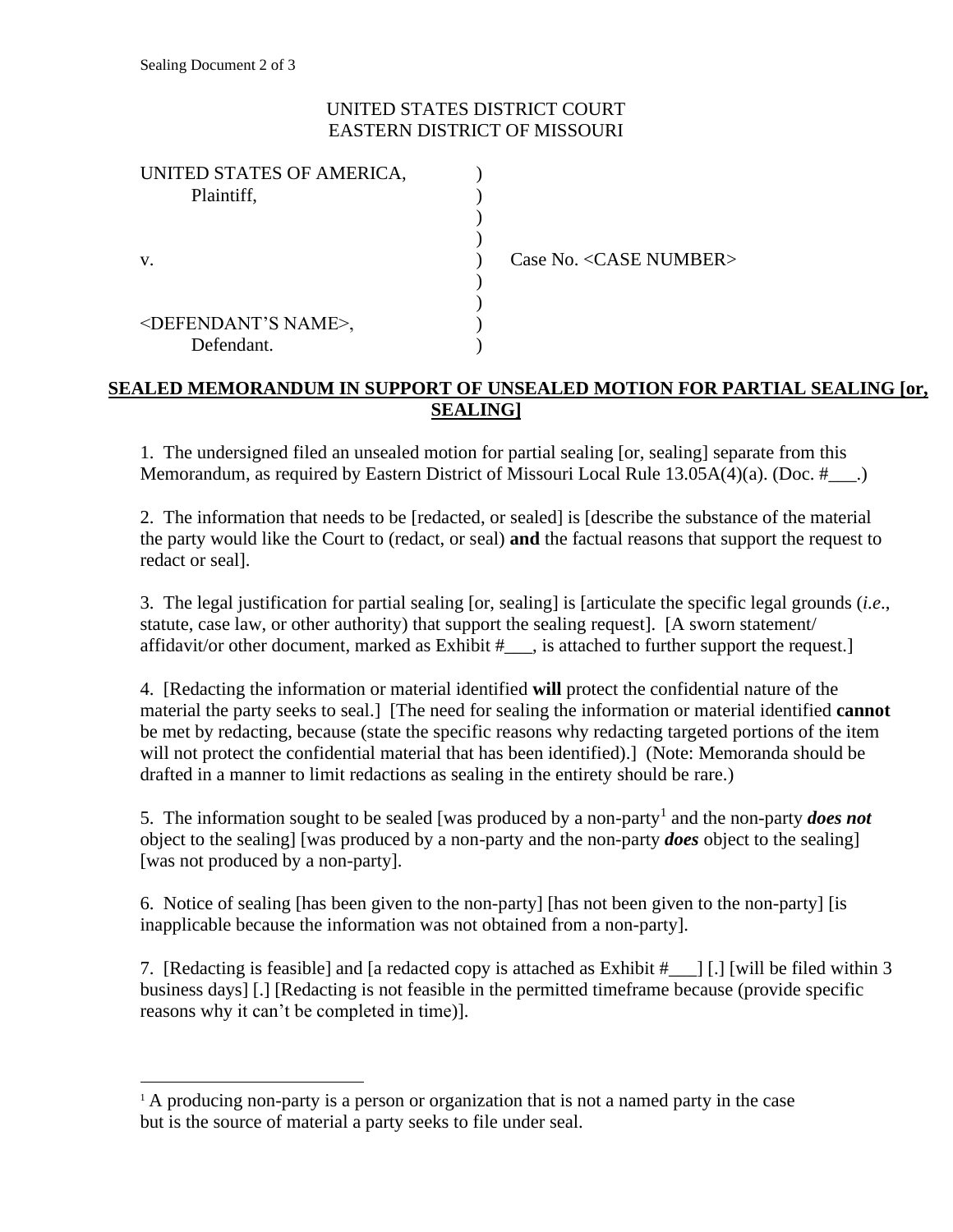Sealing Document 2 of 3

UNITED STATES DISTRICT COURT
EASTERN DISTRICT OF MISSOURI

| | | |
|---|---|---|
| UNITED STATES OF AMERICA,<br>Plaintiff, | ) | |
| v. | ) | Case No. <CASE NUMBER> |
| <DEFENDANT'S NAME>,<br>Defendant. | ) | |

**SEALED MEMORANDUM IN SUPPORT OF UNSEALED MOTION FOR PARTIAL SEALING [or, SEALING]**

1. The undersigned filed an unsealed motion for partial sealing [or, sealing] separate from this Memorandum, as required by Eastern District of Missouri Local Rule 13.05A(4)(a). (Doc. #___.)

2. The information that needs to be [redacted, or sealed] is [describe the substance of the material the party would like the Court to (redact, or seal) **and** the factual reasons that support the request to redact or seal].

3. The legal justification for partial sealing [or, sealing] is [articulate the specific legal grounds (*i.e*., statute, case law, or other authority) that support the sealing request]. [A sworn statement/ affidavit/or other document, marked as Exhibit #___, is attached to further support the request.]

4. [Redacting the information or material identified **will** protect the confidential nature of the material the party seeks to seal.] [The need for sealing the information or material identified **cannot** be met by redacting, because (state the specific reasons why redacting targeted portions of the item will not protect the confidential material that has been identified).] (Note: Memoranda should be drafted in a manner to limit redactions as sealing in the entirety should be rare.)

5. The information sought to be sealed [was produced by a non-party[1] and the non-party ***does not*** object to the sealing] [was produced by a non-party and the non-party ***does*** object to the sealing] [was not produced by a non-party].

6. Notice of sealing [has been given to the non-party] [has not been given to the non-party] [is inapplicable because the information was not obtained from a non-party].

7. [Redacting is feasible] and [a redacted copy is attached as Exhibit #___] [.] [will be filed within 3 business days] [.] [Redacting is not feasible in the permitted timeframe because (provide specific reasons why it can't be completed in time)].

---

[1] A producing non-party is a person or organization that is not a named party in the case but is the source of material a party seeks to file under seal.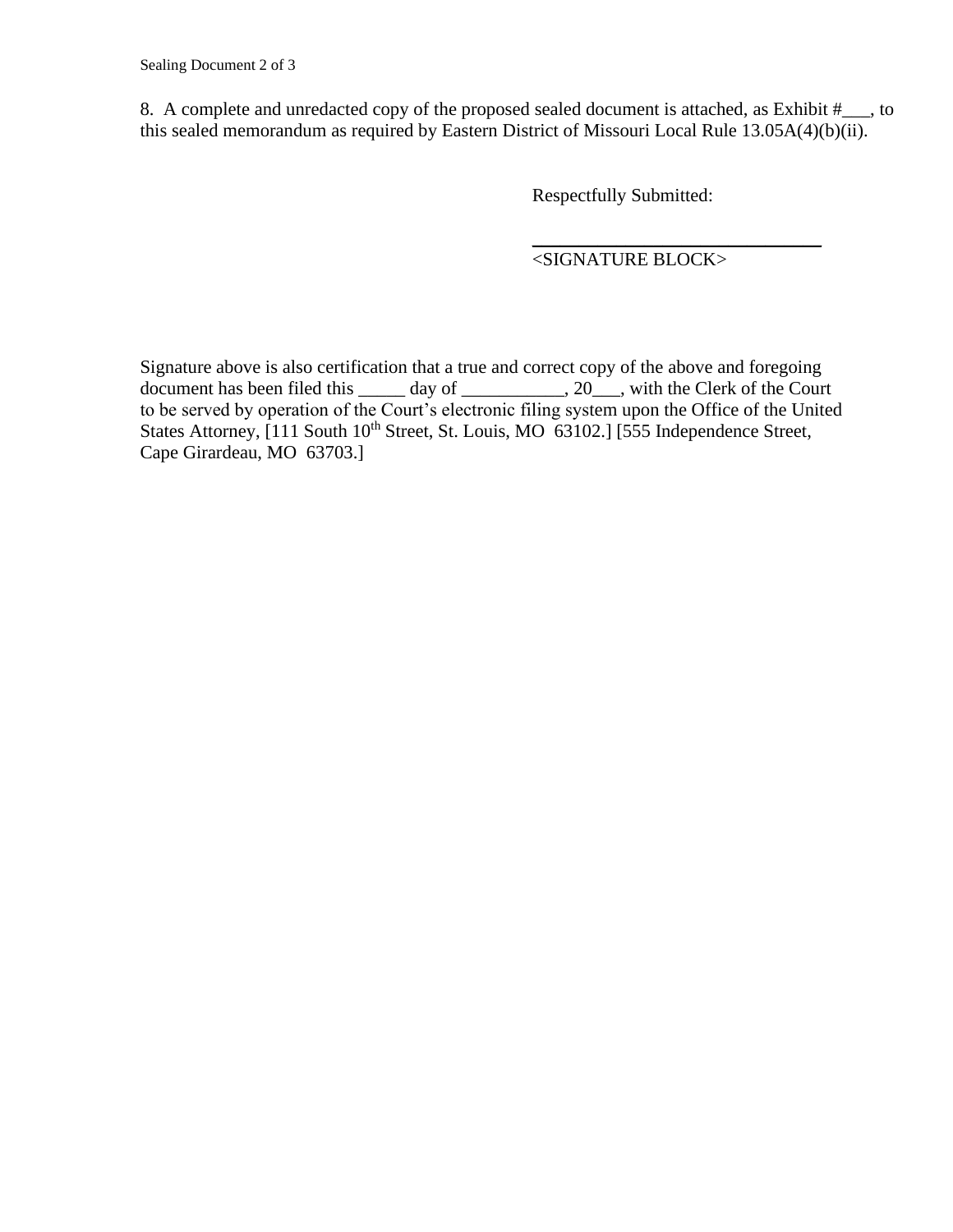8. A complete and unredacted copy of the proposed sealed document is attached, as Exhibit #___, to this sealed memorandum as required by Eastern District of Missouri Local Rule 13.05A(4)(b)(ii).

Respectfully Submitted:

\_\_\_\_\_\_\_\_\_\_\_\_\_\_\_\_\_\_\_\_\_\_\_\_\_\_\_\_\_\_\_\_

<SIGNATURE BLOCK>

Signature above is also certification that a true and correct copy of the above and foregoing document has been filed this _____ day of ___________, 20___, with the Clerk of the Court to be served by operation of the Court's electronic filing system upon the Office of the United States Attorney, [111 South 10th Street, St. Louis, MO 63102.] [555 Independence Street, Cape Girardeau, MO 63703.]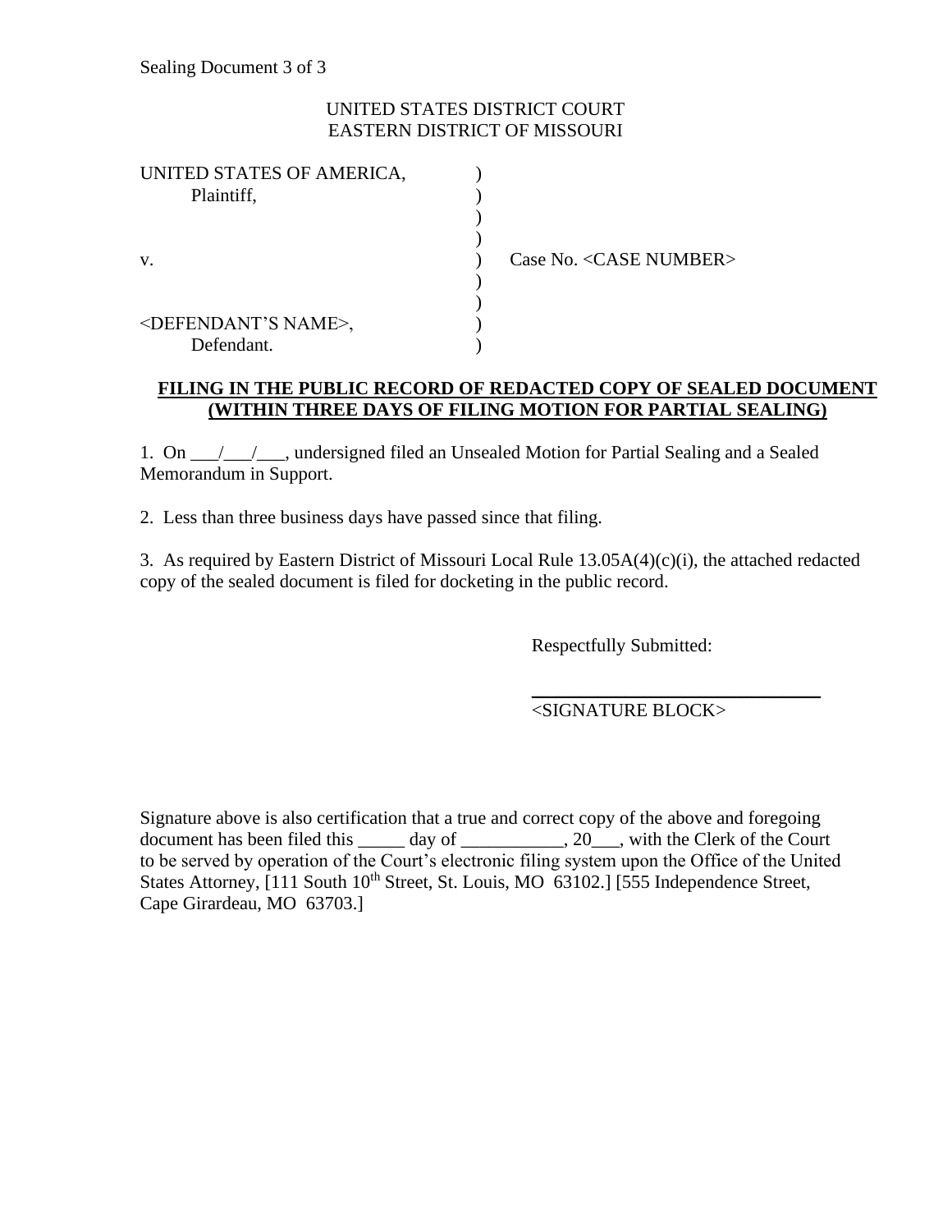Sealing Document 3 of 3

UNITED STATES DISTRICT COURT
EASTERN DISTRICT OF MISSOURI

| | | |
|---|---|---|
| UNITED STATES OF AMERICA, | ) | |
| Plaintiff, | ) | |
| | ) | |
| | ) | |
| v. | ) | Case No. <CASE NUMBER> |
| | ) | |
| | ) | |
| <DEFENDANT'S NAME>, | ) | |
| Defendant. | ) | |

**FILING IN THE PUBLIC RECORD OF REDACTED COPY OF SEALED DOCUMENT (WITHIN THREE DAYS OF FILING MOTION FOR PARTIAL SEALING)**

1. On ___/___/___, undersigned filed an Unsealed Motion for Partial Sealing and a Sealed Memorandum in Support.

2. Less than three business days have passed since that filing.

3. As required by Eastern District of Missouri Local Rule 13.05A(4)(c)(i), the attached redacted copy of the sealed document is filed for docketing in the public record.

Respectfully Submitted:

_______________________________
<SIGNATURE BLOCK>

Signature above is also certification that a true and correct copy of the above and foregoing document has been filed this _____ day of ___________, 20___, with the Clerk of the Court to be served by operation of the Court's electronic filing system upon the Office of the United States Attorney, [111 South 10th Street, St. Louis, MO 63102.] [555 Independence Street, Cape Girardeau, MO 63703.]